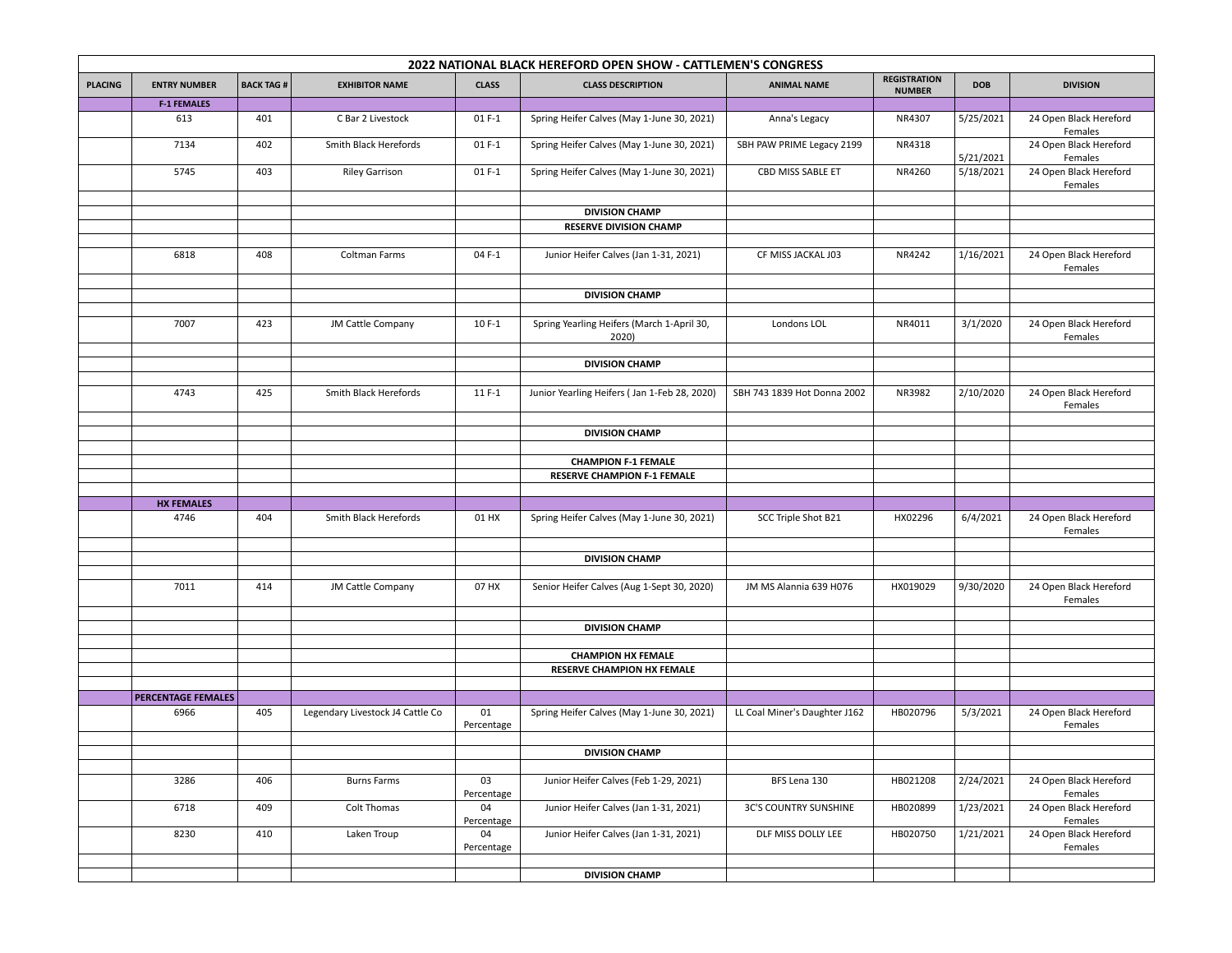# 2022 NATIONAL BLACK HEREFORD OPEN SHOW - CATTLEMEN'S CONGRESS

| PLACING | ENTRY NUMBER | BACK TAG # | EXHIBITOR NAME | CLASS | CLASS DESCRIPTION | ANIMAL NAME | REGISTRATION NUMBER | DOB | DIVISION |
|---|---|---|---|---|---|---|---|---|---|
| | **F-1 FEMALES** | | | | | | | | |
| | 613 | 401 | C Bar 2 Livestock | 01 F-1 | Spring Heifer Calves (May 1-June 30, 2021) | Anna's Legacy | NR4307 | 5/25/2021 | 24 Open Black Hereford Females |
| | 7134 | 402 | Smith Black Herefords | 01 F-1 | Spring Heifer Calves (May 1-June 30, 2021) | SBH PAW PRIME Legacy 2199 | NR4318 | 5/21/2021 | 24 Open Black Hereford Females |
| | 5745 | 403 | Riley Garrison | 01 F-1 | Spring Heifer Calves (May 1-June 30, 2021) | CBD MISS SABLE ET | NR4260 | 5/18/2021 | 24 Open Black Hereford Females |
| | | | | | | | | | |
| | | | | | **DIVISION CHAMP** | | | | |
| | | | | | **RESERVE DIVISION CHAMP** | | | | |
| | | | | | | | | | |
| | 6818 | 408 | Coltman Farms | 04 F-1 | Junior Heifer Calves (Jan 1-31, 2021) | CF MISS JACKAL J03 | NR4242 | 1/16/2021 | 24 Open Black Hereford Females |
| | | | | | | | | | |
| | | | | | **DIVISION CHAMP** | | | | |
| | | | | | | | | | |
| | 7007 | 423 | JM Cattle Company | 10 F-1 | Spring Yearling Heifers (March 1-April 30, 2020) | Londons LOL | NR4011 | 3/1/2020 | 24 Open Black Hereford Females |
| | | | | | | | | | |
| | | | | | **DIVISION CHAMP** | | | | |
| | | | | | | | | | |
| | 4743 | 425 | Smith Black Herefords | 11 F-1 | Junior Yearling Heifers ( Jan 1-Feb 28, 2020) | SBH 743 1839 Hot Donna 2002 | NR3982 | 2/10/2020 | 24 Open Black Hereford Females |
| | | | | | | | | | |
| | | | | | **DIVISION CHAMP** | | | | |
| | | | | | | | | | |
| | | | | | **CHAMPION F-1 FEMALE** | | | | |
| | | | | | **RESERVE CHAMPION F-1 FEMALE** | | | | |
| | | | | | | | | | |
| | **HX FEMALES** | | | | | | | | |
| | 4746 | 404 | Smith Black Herefords | 01 HX | Spring Heifer Calves (May 1-June 30, 2021) | SCC Triple Shot B21 | HX02296 | 6/4/2021 | 24 Open Black Hereford Females |
| | | | | | | | | | |
| | | | | | **DIVISION CHAMP** | | | | |
| | | | | | | | | | |
| | 7011 | 414 | JM Cattle Company | 07 HX | Senior Heifer Calves (Aug 1-Sept 30, 2020) | JM MS Alannia 639 H076 | HX019029 | 9/30/2020 | 24 Open Black Hereford Females |
| | | | | | | | | | |
| | | | | | **DIVISION CHAMP** | | | | |
| | | | | | | | | | |
| | | | | | **CHAMPION HX FEMALE** | | | | |
| | | | | | **RESERVE CHAMPION HX FEMALE** | | | | |
| | | | | | | | | | |
| | **PERCENTAGE FEMALES** | | | | | | | | |
| | 6966 | 405 | Legendary Livestock J4 Cattle Co | 01 Percentage | Spring Heifer Calves (May 1-June 30, 2021) | LL Coal Miner's Daughter J162 | HB020796 | 5/3/2021 | 24 Open Black Hereford Females |
| | | | | | | | | | |
| | | | | | **DIVISION CHAMP** | | | | |
| | | | | | | | | | |
| | 3286 | 406 | Burns Farms | 03 Percentage | Junior Heifer Calves (Feb 1-29, 2021) | BFS Lena 130 | HB021208 | 2/24/2021 | 24 Open Black Hereford Females |
| | 6718 | 409 | Colt Thomas | 04 Percentage | Junior Heifer Calves (Jan 1-31, 2021) | 3C'S COUNTRY SUNSHINE | HB020899 | 1/23/2021 | 24 Open Black Hereford Females |
| | 8230 | 410 | Laken Troup | 04 Percentage | Junior Heifer Calves (Jan 1-31, 2021) | DLF MISS DOLLY LEE | HB020750 | 1/21/2021 | 24 Open Black Hereford Females |
| | | | | | | | | | |
| | | | | | **DIVISION CHAMP** | | | | |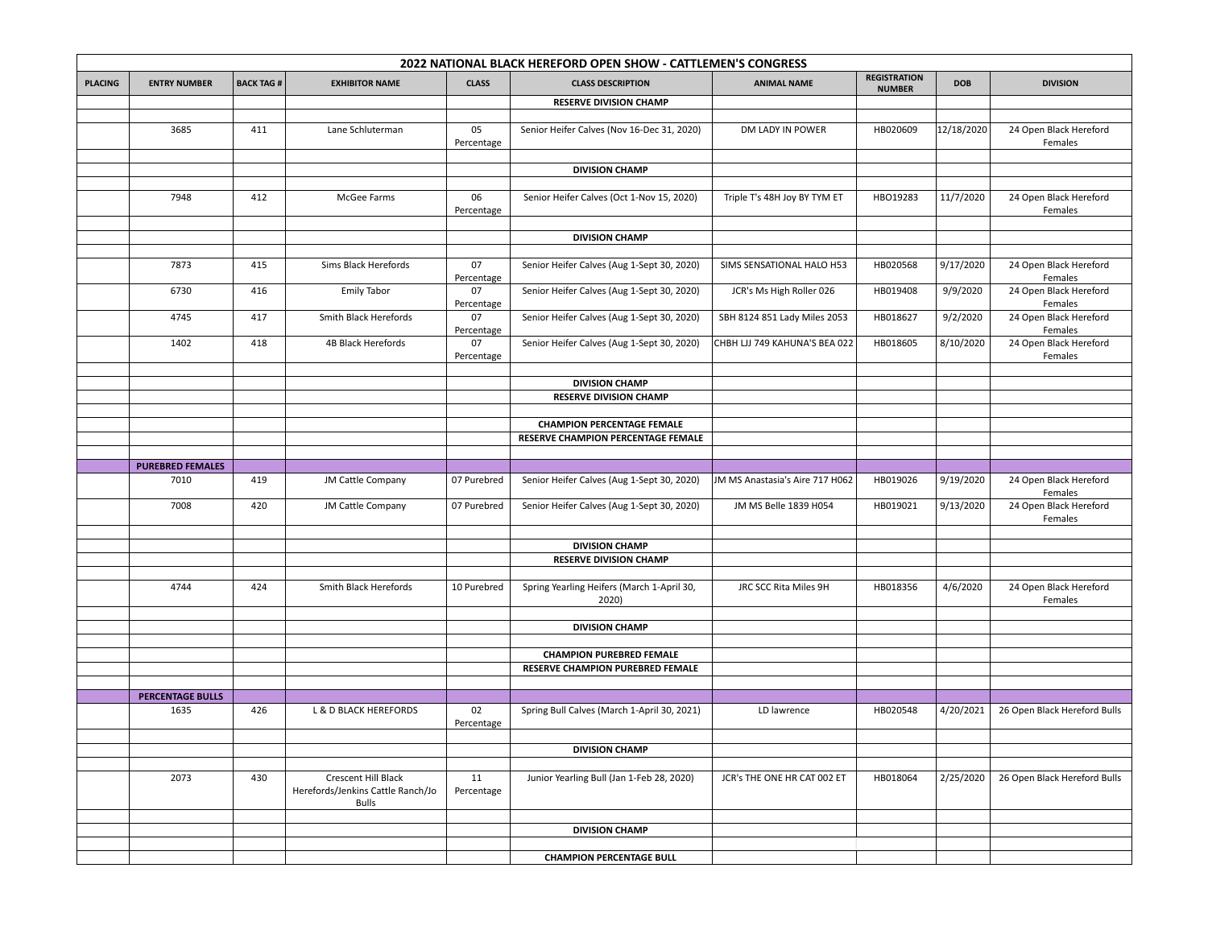| 2022 NATIONAL BLACK HEREFORD OPEN SHOW - CATTLEMEN'S CONGRESS | | | | | | | | | |
|---|---|---|---|---|---|---|---|---|---|
| **PLACING** | **ENTRY NUMBER** | **BACK TAG #** | **EXHIBITOR NAME** | **CLASS** | **CLASS DESCRIPTION** | **ANIMAL NAME** | **REGISTRATION NUMBER** | **DOB** | **DIVISION** |
| | | | | | **RESERVE DIVISION CHAMP** | | | | |
| | | | | | | | | | |
| | 3685 | 411 | Lane Schluterman | 05 Percentage | Senior Heifer Calves (Nov 16-Dec 31, 2020) | DM LADY IN POWER | HB020609 | 12/18/2020 | 24 Open Black Hereford Females |
| | | | | | | | | | |
| | | | | | **DIVISION CHAMP** | | | | |
| | | | | | | | | | |
| | 7948 | 412 | McGee Farms | 06 Percentage | Senior Heifer Calves (Oct 1-Nov 15, 2020) | Triple T's 48H Joy BY TYM ET | HBO19283 | 11/7/2020 | 24 Open Black Hereford Females |
| | | | | | | | | | |
| | | | | | **DIVISION CHAMP** | | | | |
| | | | | | | | | | |
| | 7873 | 415 | Sims Black Herefords | 07 Percentage | Senior Heifer Calves (Aug 1-Sept 30, 2020) | SIMS SENSATIONAL HALO H53 | HB020568 | 9/17/2020 | 24 Open Black Hereford Females |
| | 6730 | 416 | Emily Tabor | 07 Percentage | Senior Heifer Calves (Aug 1-Sept 30, 2020) | JCR's Ms High Roller 026 | HB019408 | 9/9/2020 | 24 Open Black Hereford Females |
| | 4745 | 417 | Smith Black Herefords | 07 Percentage | Senior Heifer Calves (Aug 1-Sept 30, 2020) | SBH 8124 851 Lady Miles 2053 | HB018627 | 9/2/2020 | 24 Open Black Hereford Females |
| | 1402 | 418 | 4B Black Herefords | 07 Percentage | Senior Heifer Calves (Aug 1-Sept 30, 2020) | CHBH LJJ 749 KAHUNA'S BEA 022 | HB018605 | 8/10/2020 | 24 Open Black Hereford Females |
| | | | | | | | | | |
| | | | | | **DIVISION CHAMP** | | | | |
| | | | | | **RESERVE DIVISION CHAMP** | | | | |
| | | | | | | | | | |
| | | | | | **CHAMPION PERCENTAGE FEMALE** | | | | |
| | | | | | **RESERVE CHAMPION PERCENTAGE FEMALE** | | | | |
| | | | | | | | | | |
| | **PUREBRED FEMALES** | | | | | | | | |
| | 7010 | 419 | JM Cattle Company | 07 Purebred | Senior Heifer Calves (Aug 1-Sept 30, 2020) | JM MS Anastasia's Aire 717 H062 | HB019026 | 9/19/2020 | 24 Open Black Hereford Females |
| | 7008 | 420 | JM Cattle Company | 07 Purebred | Senior Heifer Calves (Aug 1-Sept 30, 2020) | JM MS Belle 1839 H054 | HB019021 | 9/13/2020 | 24 Open Black Hereford Females |
| | | | | | | | | | |
| | | | | | **DIVISION CHAMP** | | | | |
| | | | | | **RESERVE DIVISION CHAMP** | | | | |
| | | | | | | | | | |
| | 4744 | 424 | Smith Black Herefords | 10 Purebred | Spring Yearling Heifers (March 1-April 30, 2020) | JRC SCC Rita Miles 9H | HB018356 | 4/6/2020 | 24 Open Black Hereford Females |
| | | | | | | | | | |
| | | | | | **DIVISION CHAMP** | | | | |
| | | | | | | | | | |
| | | | | | **CHAMPION PUREBRED FEMALE** | | | | |
| | | | | | **RESERVE CHAMPION PUREBRED FEMALE** | | | | |
| | | | | | | | | | |
| | **PERCENTAGE BULLS** | | | | | | | | |
| | 1635 | 426 | L & D BLACK HEREFORDS | 02 Percentage | Spring Bull Calves (March 1-April 30, 2021) | LD lawrence | HB020548 | 4/20/2021 | 26 Open Black Hereford Bulls |
| | | | | | | | | | |
| | | | | | **DIVISION CHAMP** | | | | |
| | | | | | | | | | |
| | 2073 | 430 | Crescent Hill Black Herefords/Jenkins Cattle Ranch/Jo Bulls | 11 Percentage | Junior Yearling Bull (Jan 1-Feb 28, 2020) | JCR's THE ONE HR CAT 002 ET | HB018064 | 2/25/2020 | 26 Open Black Hereford Bulls |
| | | | | | | | | | |
| | | | | | **DIVISION CHAMP** | | | | |
| | | | | | | | | | |
| | | | | | **CHAMPION PERCENTAGE BULL** | | | | |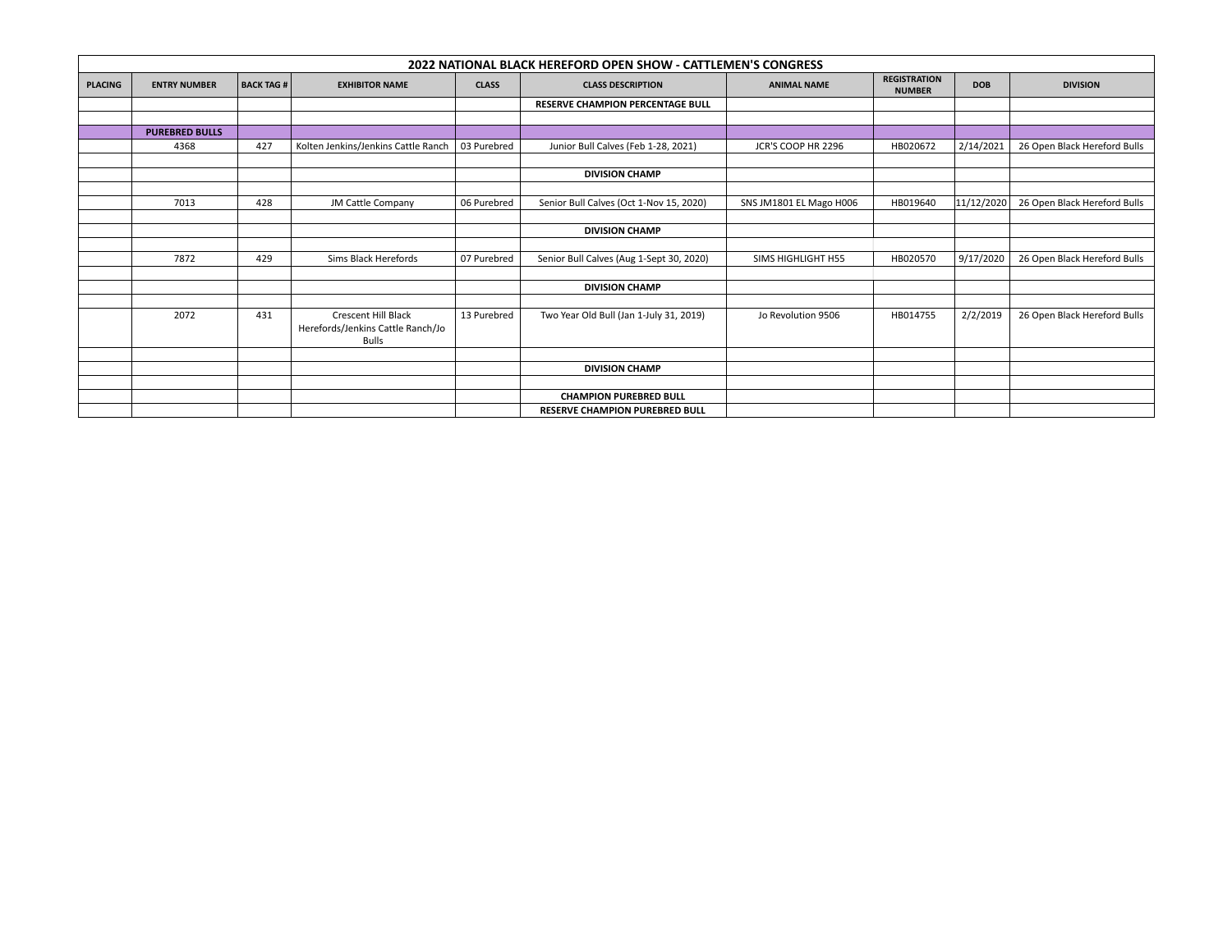| 2022 NATIONAL BLACK HEREFORD OPEN SHOW - CATTLEMEN'S CONGRESS | | | | | | | | | |
|---|---|---|---|---|---|---|---|---|---|
| **PLACING** | **ENTRY NUMBER** | **BACK TAG #** | **EXHIBITOR NAME** | **CLASS** | **CLASS DESCRIPTION** | **ANIMAL NAME** | **REGISTRATION NUMBER** | **DOB** | **DIVISION** |
| | | | | | **RESERVE CHAMPION PERCENTAGE BULL** | | | | |
| | | | | | | | | | |
| | **PUREBRED BULLS** | | | | | | | | |
| | 4368 | 427 | Kolten Jenkins/Jenkins Cattle Ranch | 03 Purebred | Junior Bull Calves (Feb 1-28, 2021) | JCR'S COOP HR 2296 | HB020672 | 2/14/2021 | 26 Open Black Hereford Bulls |
| | | | | | | | | | |
| | | | | | **DIVISION CHAMP** | | | | |
| | | | | | | | | | |
| | 7013 | 428 | JM Cattle Company | 06 Purebred | Senior Bull Calves (Oct 1-Nov 15, 2020) | SNS JM1801 EL Mago H006 | HB019640 | 11/12/2020 | 26 Open Black Hereford Bulls |
| | | | | | | | | | |
| | | | | | **DIVISION CHAMP** | | | | |
| | | | | | | | | | |
| | 7872 | 429 | Sims Black Herefords | 07 Purebred | Senior Bull Calves (Aug 1-Sept 30, 2020) | SIMS HIGHLIGHT H55 | HB020570 | 9/17/2020 | 26 Open Black Hereford Bulls |
| | | | | | | | | | |
| | | | | | **DIVISION CHAMP** | | | | |
| | | | | | | | | | |
| | 2072 | 431 | Crescent Hill Black Herefords/Jenkins Cattle Ranch/Jo Bulls | 13 Purebred | Two Year Old Bull (Jan 1-July 31, 2019) | Jo Revolution 9506 | HB014755 | 2/2/2019 | 26 Open Black Hereford Bulls |
| | | | | | | | | | |
| | | | | | **DIVISION CHAMP** | | | | |
| | | | | | | | | | |
| | | | | | **CHAMPION PUREBRED BULL** | | | | |
| | | | | | **RESERVE CHAMPION PUREBRED BULL** | | | | |